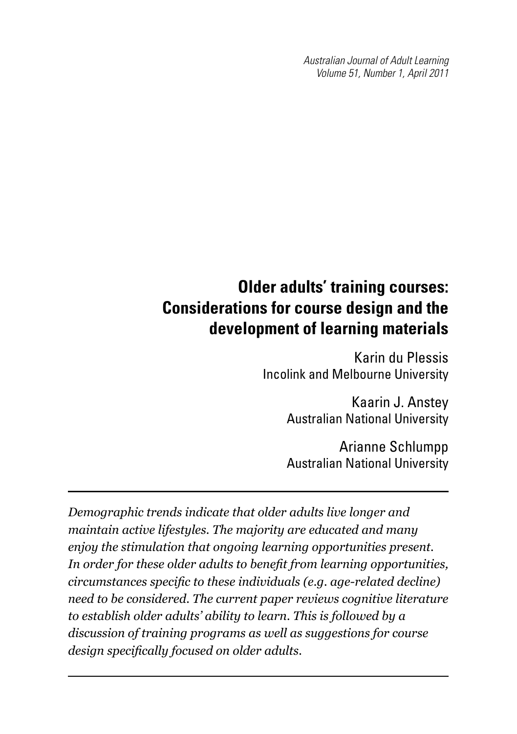# Older adults' training courses: Considerations for course design and the development of learning materials

Karin du Plessis
Incolink and Melbourne University

Kaarin J. Anstey
Australian National University

Arianne Schlumpp
Australian National University

---

*Demographic trends indicate that older adults live longer and maintain active lifestyles. The majority are educated and many enjoy the stimulation that ongoing learning opportunities present. In order for these older adults to benefit from learning opportunities, circumstances specific to these individuals (e.g. age-related decline) need to be considered. The current paper reviews cognitive literature to establish older adults' ability to learn. This is followed by a discussion of training programs as well as suggestions for course design specifically focused on older adults.*

---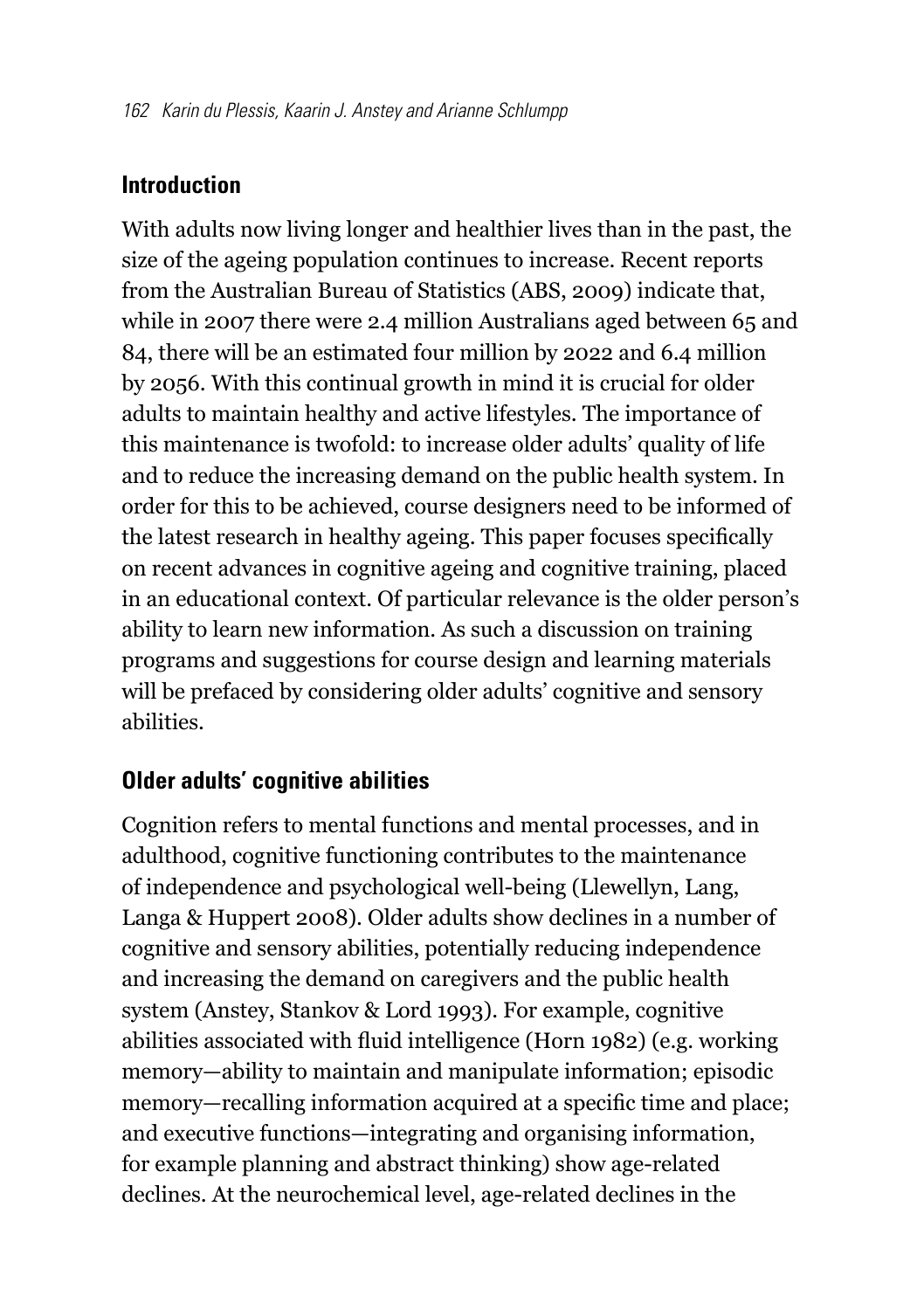## Introduction

With adults now living longer and healthier lives than in the past, the size of the ageing population continues to increase. Recent reports from the Australian Bureau of Statistics (ABS, 2009) indicate that, while in 2007 there were 2.4 million Australians aged between 65 and 84, there will be an estimated four million by 2022 and 6.4 million by 2056. With this continual growth in mind it is crucial for older adults to maintain healthy and active lifestyles. The importance of this maintenance is twofold: to increase older adults' quality of life and to reduce the increasing demand on the public health system. In order for this to be achieved, course designers need to be informed of the latest research in healthy ageing. This paper focuses specifically on recent advances in cognitive ageing and cognitive training, placed in an educational context. Of particular relevance is the older person's ability to learn new information. As such a discussion on training programs and suggestions for course design and learning materials will be prefaced by considering older adults' cognitive and sensory abilities.

## Older adults' cognitive abilities

Cognition refers to mental functions and mental processes, and in adulthood, cognitive functioning contributes to the maintenance of independence and psychological well-being (Llewellyn, Lang, Langa & Huppert 2008). Older adults show declines in a number of cognitive and sensory abilities, potentially reducing independence and increasing the demand on caregivers and the public health system (Anstey, Stankov & Lord 1993). For example, cognitive abilities associated with fluid intelligence (Horn 1982) (e.g. working memory—ability to maintain and manipulate information; episodic memory—recalling information acquired at a specific time and place; and executive functions—integrating and organising information, for example planning and abstract thinking) show age-related declines. At the neurochemical level, age-related declines in the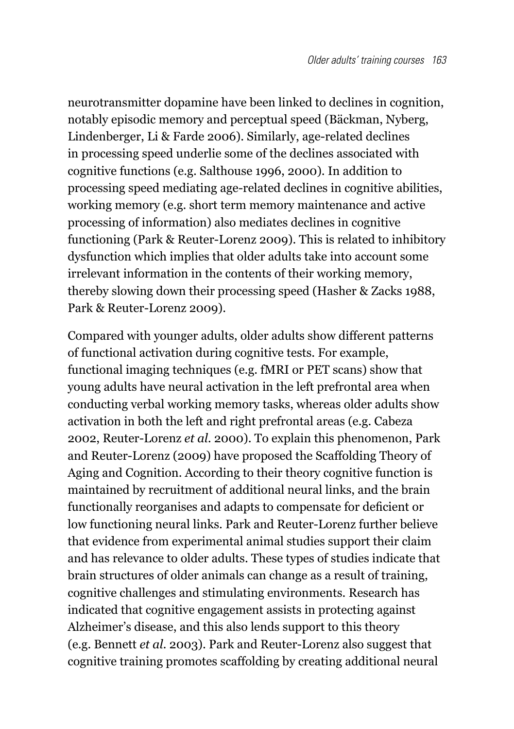neurotransmitter dopamine have been linked to declines in cognition, notably episodic memory and perceptual speed (Bäckman, Nyberg, Lindenberger, Li & Farde 2006). Similarly, age-related declines in processing speed underlie some of the declines associated with cognitive functions (e.g. Salthouse 1996, 2000). In addition to processing speed mediating age-related declines in cognitive abilities, working memory (e.g. short term memory maintenance and active processing of information) also mediates declines in cognitive functioning (Park & Reuter-Lorenz 2009). This is related to inhibitory dysfunction which implies that older adults take into account some irrelevant information in the contents of their working memory, thereby slowing down their processing speed (Hasher & Zacks 1988, Park & Reuter-Lorenz 2009).

Compared with younger adults, older adults show different patterns of functional activation during cognitive tests. For example, functional imaging techniques (e.g. fMRI or PET scans) show that young adults have neural activation in the left prefrontal area when conducting verbal working memory tasks, whereas older adults show activation in both the left and right prefrontal areas (e.g. Cabeza 2002, Reuter-Lorenz *et al.* 2000). To explain this phenomenon, Park and Reuter-Lorenz (2009) have proposed the Scaffolding Theory of Aging and Cognition. According to their theory cognitive function is maintained by recruitment of additional neural links, and the brain functionally reorganises and adapts to compensate for deficient or low functioning neural links. Park and Reuter-Lorenz further believe that evidence from experimental animal studies support their claim and has relevance to older adults. These types of studies indicate that brain structures of older animals can change as a result of training, cognitive challenges and stimulating environments. Research has indicated that cognitive engagement assists in protecting against Alzheimer's disease, and this also lends support to this theory (e.g. Bennett *et al.* 2003). Park and Reuter-Lorenz also suggest that cognitive training promotes scaffolding by creating additional neural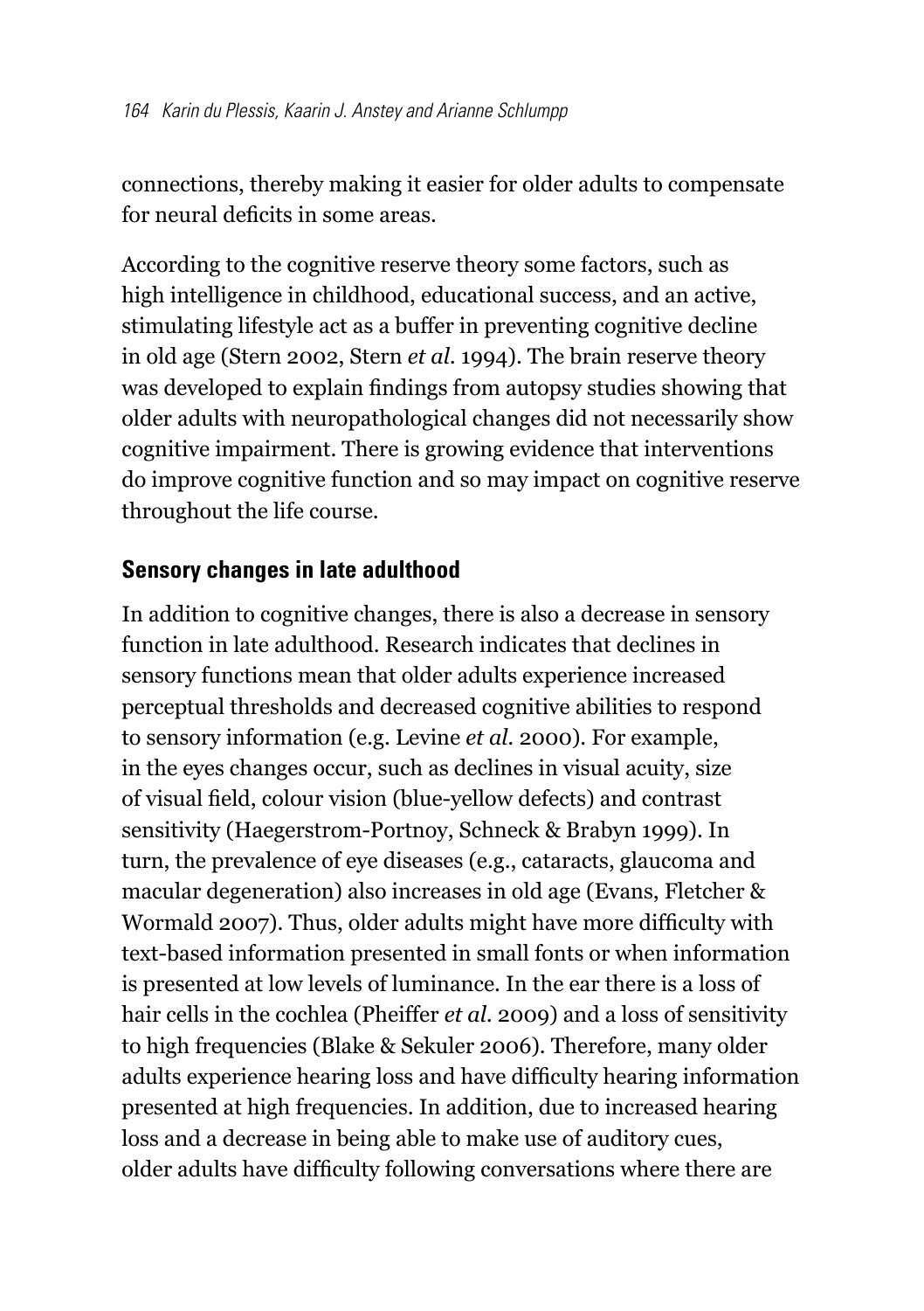connections, thereby making it easier for older adults to compensate for neural deficits in some areas.

According to the cognitive reserve theory some factors, such as high intelligence in childhood, educational success, and an active, stimulating lifestyle act as a buffer in preventing cognitive decline in old age (Stern 2002, Stern *et al.* 1994). The brain reserve theory was developed to explain findings from autopsy studies showing that older adults with neuropathological changes did not necessarily show cognitive impairment. There is growing evidence that interventions do improve cognitive function and so may impact on cognitive reserve throughout the life course.

## Sensory changes in late adulthood

In addition to cognitive changes, there is also a decrease in sensory function in late adulthood. Research indicates that declines in sensory functions mean that older adults experience increased perceptual thresholds and decreased cognitive abilities to respond to sensory information (e.g. Levine *et al.* 2000). For example, in the eyes changes occur, such as declines in visual acuity, size of visual field, colour vision (blue-yellow defects) and contrast sensitivity (Haegerstrom-Portnoy, Schneck & Brabyn 1999). In turn, the prevalence of eye diseases (e.g., cataracts, glaucoma and macular degeneration) also increases in old age (Evans, Fletcher & Wormald 2007). Thus, older adults might have more difficulty with text-based information presented in small fonts or when information is presented at low levels of luminance. In the ear there is a loss of hair cells in the cochlea (Pheiffer *et al.* 2009) and a loss of sensitivity to high frequencies (Blake & Sekuler 2006). Therefore, many older adults experience hearing loss and have difficulty hearing information presented at high frequencies. In addition, due to increased hearing loss and a decrease in being able to make use of auditory cues, older adults have difficulty following conversations where there are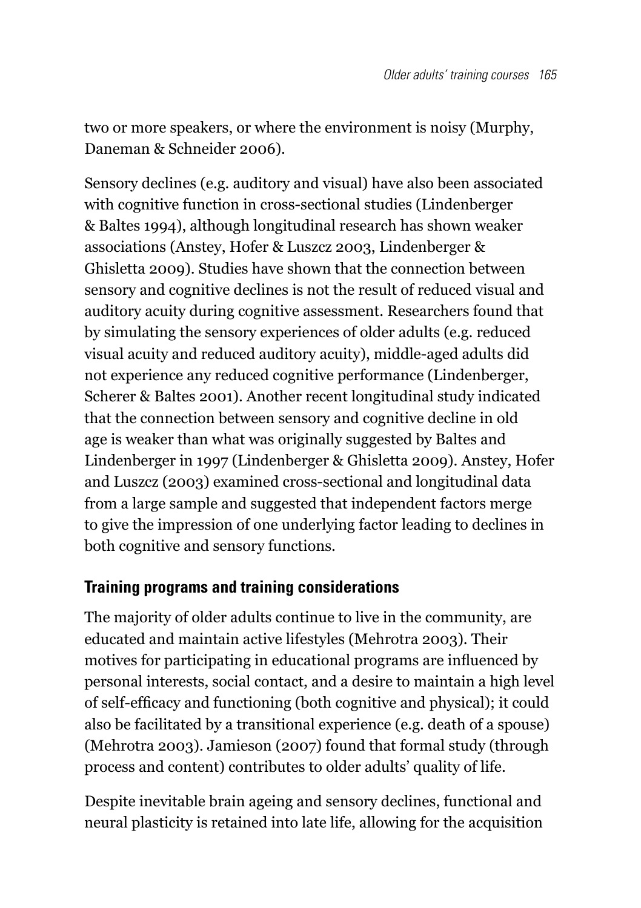two or more speakers, or where the environment is noisy (Murphy, Daneman & Schneider 2006).

Sensory declines (e.g. auditory and visual) have also been associated with cognitive function in cross-sectional studies (Lindenberger & Baltes 1994), although longitudinal research has shown weaker associations (Anstey, Hofer & Luszcz 2003, Lindenberger & Ghisletta 2009). Studies have shown that the connection between sensory and cognitive declines is not the result of reduced visual and auditory acuity during cognitive assessment. Researchers found that by simulating the sensory experiences of older adults (e.g. reduced visual acuity and reduced auditory acuity), middle-aged adults did not experience any reduced cognitive performance (Lindenberger, Scherer & Baltes 2001). Another recent longitudinal study indicated that the connection between sensory and cognitive decline in old age is weaker than what was originally suggested by Baltes and Lindenberger in 1997 (Lindenberger & Ghisletta 2009). Anstey, Hofer and Luszcz (2003) examined cross-sectional and longitudinal data from a large sample and suggested that independent factors merge to give the impression of one underlying factor leading to declines in both cognitive and sensory functions.

## Training programs and training considerations

The majority of older adults continue to live in the community, are educated and maintain active lifestyles (Mehrotra 2003). Their motives for participating in educational programs are influenced by personal interests, social contact, and a desire to maintain a high level of self-efficacy and functioning (both cognitive and physical); it could also be facilitated by a transitional experience (e.g. death of a spouse) (Mehrotra 2003). Jamieson (2007) found that formal study (through process and content) contributes to older adults' quality of life.

Despite inevitable brain ageing and sensory declines, functional and neural plasticity is retained into late life, allowing for the acquisition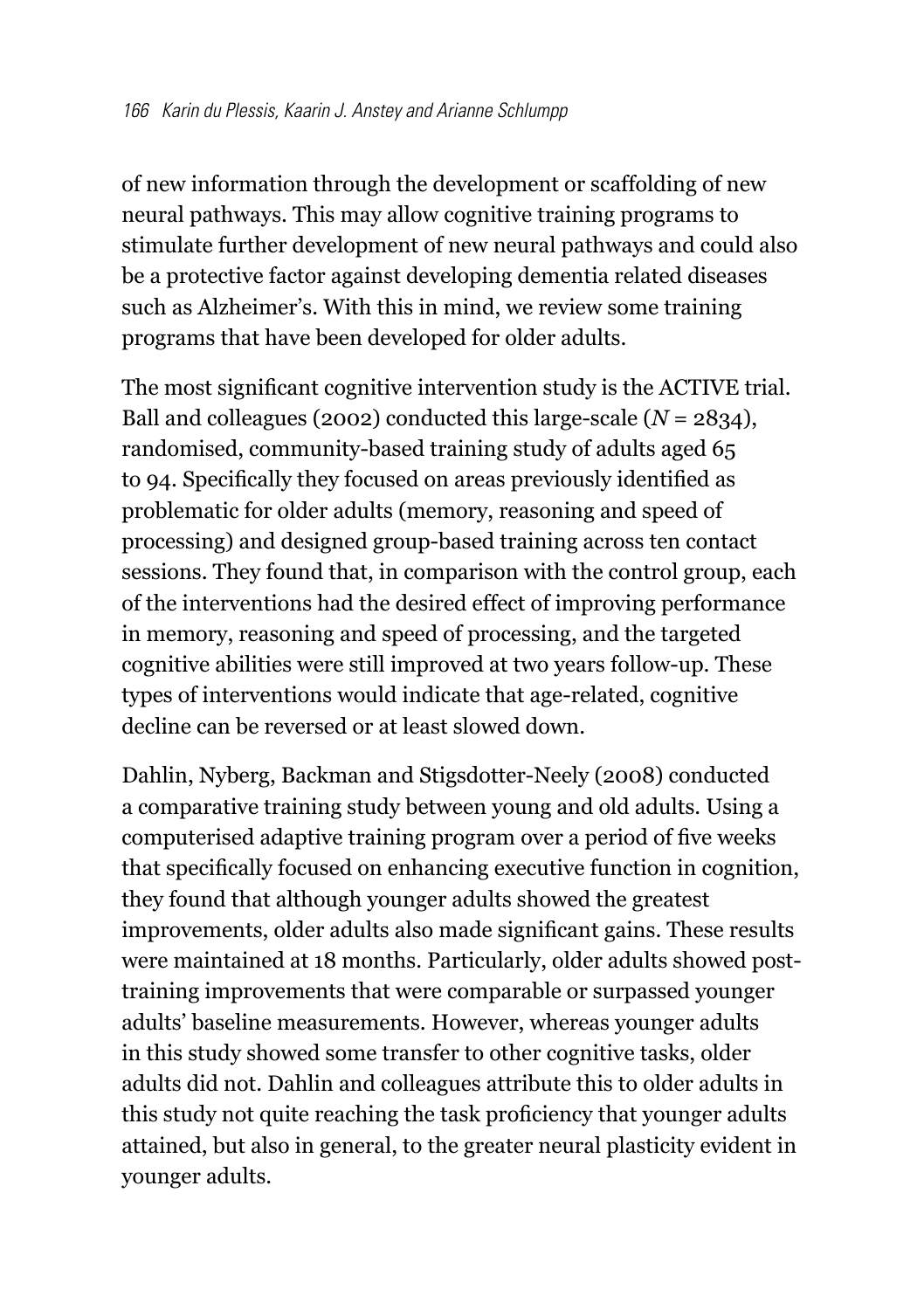of new information through the development or scaffolding of new neural pathways. This may allow cognitive training programs to stimulate further development of new neural pathways and could also be a protective factor against developing dementia related diseases such as Alzheimer's. With this in mind, we review some training programs that have been developed for older adults.

The most significant cognitive intervention study is the ACTIVE trial. Ball and colleagues (2002) conducted this large-scale (*N* = 2834), randomised, community-based training study of adults aged 65 to 94. Specifically they focused on areas previously identified as problematic for older adults (memory, reasoning and speed of processing) and designed group-based training across ten contact sessions. They found that, in comparison with the control group, each of the interventions had the desired effect of improving performance in memory, reasoning and speed of processing, and the targeted cognitive abilities were still improved at two years follow-up. These types of interventions would indicate that age-related, cognitive decline can be reversed or at least slowed down.

Dahlin, Nyberg, Backman and Stigsdotter-Neely (2008) conducted a comparative training study between young and old adults. Using a computerised adaptive training program over a period of five weeks that specifically focused on enhancing executive function in cognition, they found that although younger adults showed the greatest improvements, older adults also made significant gains. These results were maintained at 18 months. Particularly, older adults showed post-training improvements that were comparable or surpassed younger adults' baseline measurements. However, whereas younger adults in this study showed some transfer to other cognitive tasks, older adults did not. Dahlin and colleagues attribute this to older adults in this study not quite reaching the task proficiency that younger adults attained, but also in general, to the greater neural plasticity evident in younger adults.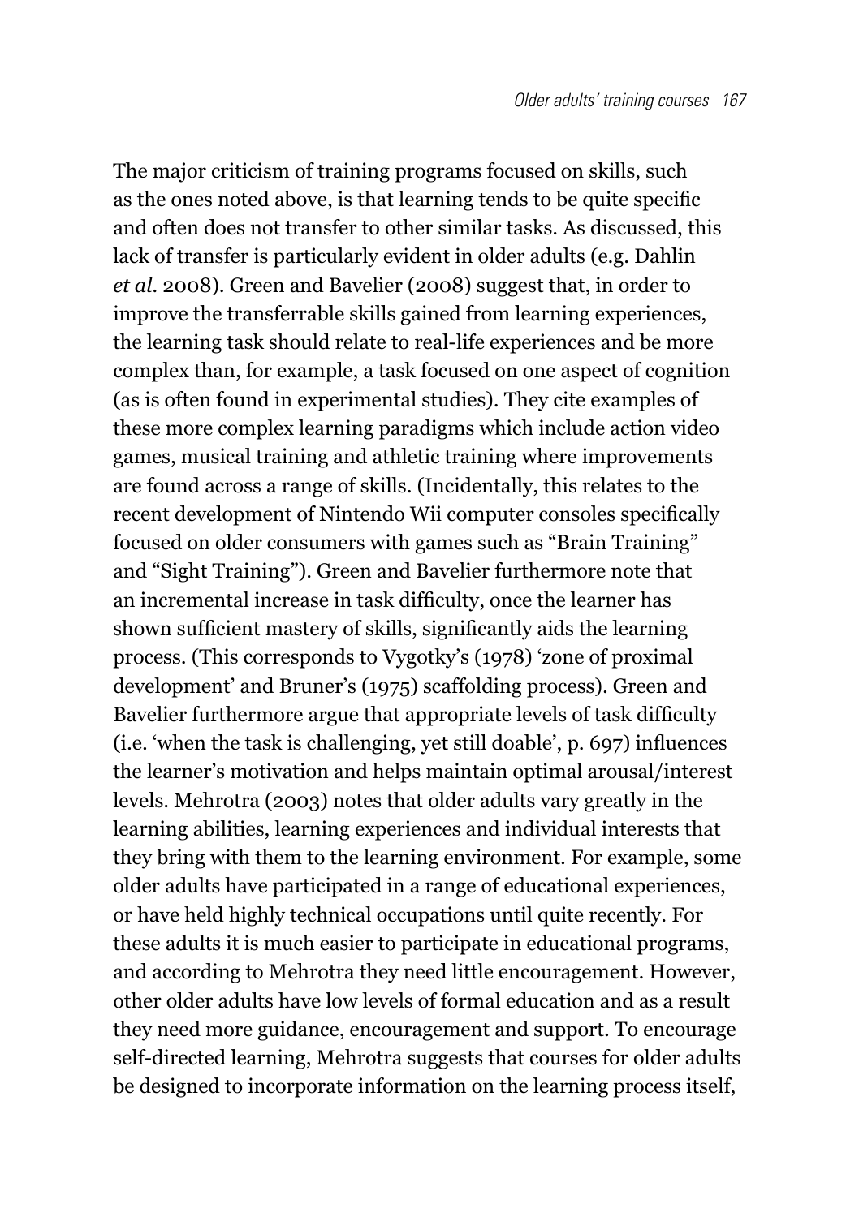The major criticism of training programs focused on skills, such as the ones noted above, is that learning tends to be quite specific and often does not transfer to other similar tasks. As discussed, this lack of transfer is particularly evident in older adults (e.g. Dahlin *et al.* 2008). Green and Bavelier (2008) suggest that, in order to improve the transferrable skills gained from learning experiences, the learning task should relate to real-life experiences and be more complex than, for example, a task focused on one aspect of cognition (as is often found in experimental studies). They cite examples of these more complex learning paradigms which include action video games, musical training and athletic training where improvements are found across a range of skills. (Incidentally, this relates to the recent development of Nintendo Wii computer consoles specifically focused on older consumers with games such as "Brain Training" and "Sight Training"). Green and Bavelier furthermore note that an incremental increase in task difficulty, once the learner has shown sufficient mastery of skills, significantly aids the learning process. (This corresponds to Vygotky's (1978) 'zone of proximal development' and Bruner's (1975) scaffolding process). Green and Bavelier furthermore argue that appropriate levels of task difficulty (i.e. 'when the task is challenging, yet still doable', p. 697) influences the learner's motivation and helps maintain optimal arousal/interest levels. Mehrotra (2003) notes that older adults vary greatly in the learning abilities, learning experiences and individual interests that they bring with them to the learning environment. For example, some older adults have participated in a range of educational experiences, or have held highly technical occupations until quite recently. For these adults it is much easier to participate in educational programs, and according to Mehrotra they need little encouragement. However, other older adults have low levels of formal education and as a result they need more guidance, encouragement and support. To encourage self-directed learning, Mehrotra suggests that courses for older adults be designed to incorporate information on the learning process itself,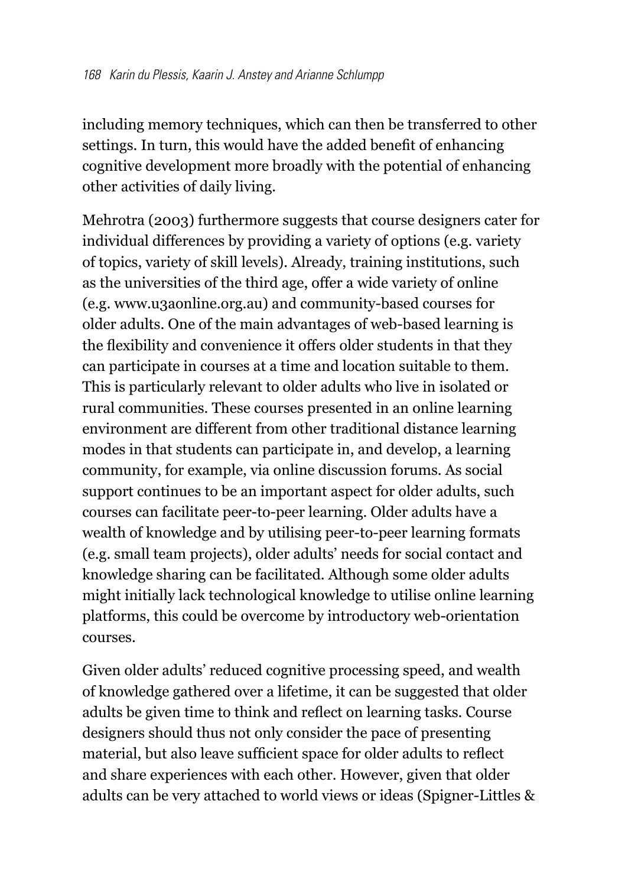including memory techniques, which can then be transferred to other settings. In turn, this would have the added benefit of enhancing cognitive development more broadly with the potential of enhancing other activities of daily living.

Mehrotra (2003) furthermore suggests that course designers cater for individual differences by providing a variety of options (e.g. variety of topics, variety of skill levels). Already, training institutions, such as the universities of the third age, offer a wide variety of online (e.g. www.u3aonline.org.au) and community-based courses for older adults. One of the main advantages of web-based learning is the flexibility and convenience it offers older students in that they can participate in courses at a time and location suitable to them. This is particularly relevant to older adults who live in isolated or rural communities. These courses presented in an online learning environment are different from other traditional distance learning modes in that students can participate in, and develop, a learning community, for example, via online discussion forums. As social support continues to be an important aspect for older adults, such courses can facilitate peer-to-peer learning. Older adults have a wealth of knowledge and by utilising peer-to-peer learning formats (e.g. small team projects), older adults' needs for social contact and knowledge sharing can be facilitated. Although some older adults might initially lack technological knowledge to utilise online learning platforms, this could be overcome by introductory web-orientation courses.

Given older adults' reduced cognitive processing speed, and wealth of knowledge gathered over a lifetime, it can be suggested that older adults be given time to think and reflect on learning tasks. Course designers should thus not only consider the pace of presenting material, but also leave sufficient space for older adults to reflect and share experiences with each other. However, given that older adults can be very attached to world views or ideas (Spigner-Littles &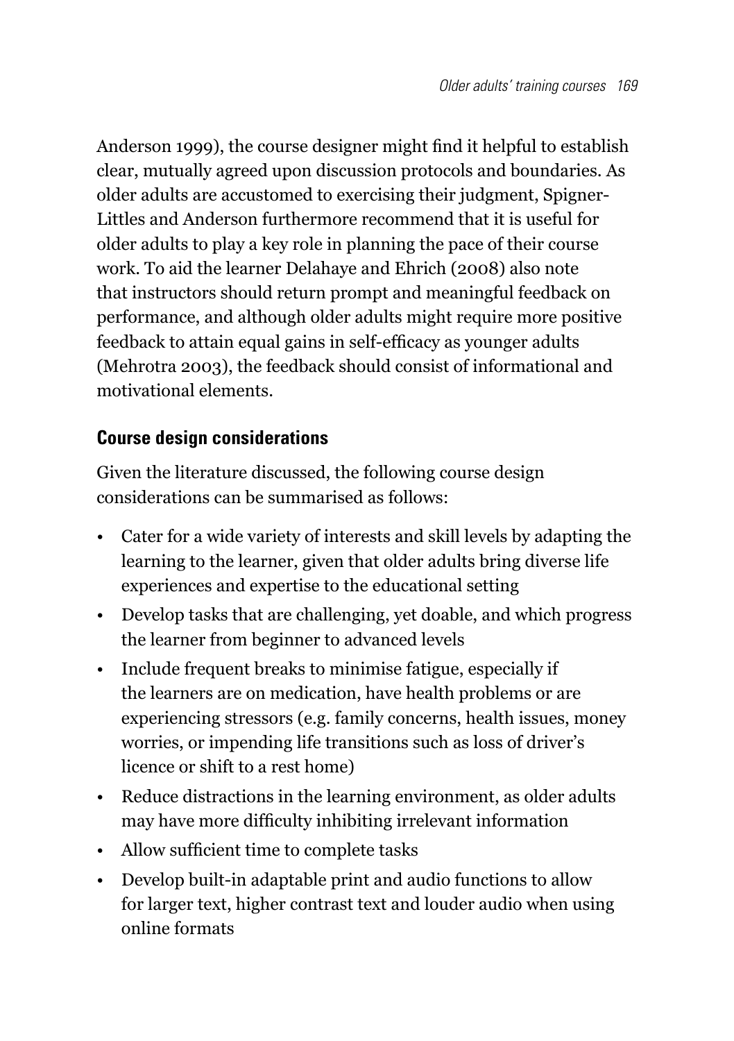Anderson 1999), the course designer might find it helpful to establish clear, mutually agreed upon discussion protocols and boundaries. As older adults are accustomed to exercising their judgment, Spigner-Littles and Anderson furthermore recommend that it is useful for older adults to play a key role in planning the pace of their course work. To aid the learner Delahaye and Ehrich (2008) also note that instructors should return prompt and meaningful feedback on performance, and although older adults might require more positive feedback to attain equal gains in self-efficacy as younger adults (Mehrotra 2003), the feedback should consist of informational and motivational elements.

## Course design considerations

Given the literature discussed, the following course design considerations can be summarised as follows:

- Cater for a wide variety of interests and skill levels by adapting the learning to the learner, given that older adults bring diverse life experiences and expertise to the educational setting
- Develop tasks that are challenging, yet doable, and which progress the learner from beginner to advanced levels
- Include frequent breaks to minimise fatigue, especially if the learners are on medication, have health problems or are experiencing stressors (e.g. family concerns, health issues, money worries, or impending life transitions such as loss of driver's licence or shift to a rest home)
- Reduce distractions in the learning environment, as older adults may have more difficulty inhibiting irrelevant information
- Allow sufficient time to complete tasks
- Develop built-in adaptable print and audio functions to allow for larger text, higher contrast text and louder audio when using online formats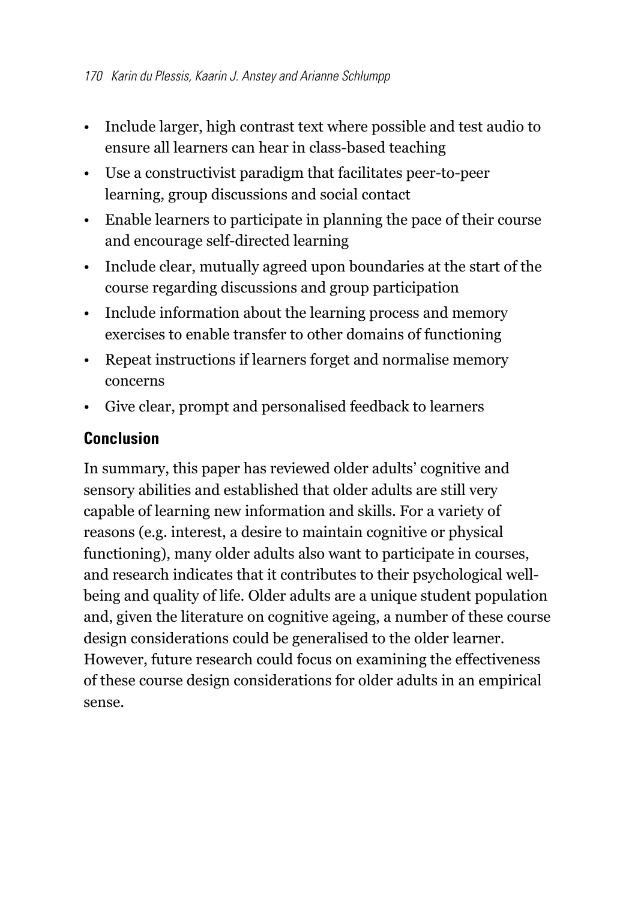- Include larger, high contrast text where possible and test audio to ensure all learners can hear in class-based teaching
- Use a constructivist paradigm that facilitates peer-to-peer learning, group discussions and social contact
- Enable learners to participate in planning the pace of their course and encourage self-directed learning
- Include clear, mutually agreed upon boundaries at the start of the course regarding discussions and group participation
- Include information about the learning process and memory exercises to enable transfer to other domains of functioning
- Repeat instructions if learners forget and normalise memory concerns
- Give clear, prompt and personalised feedback to learners

## Conclusion

In summary, this paper has reviewed older adults' cognitive and sensory abilities and established that older adults are still very capable of learning new information and skills. For a variety of reasons (e.g. interest, a desire to maintain cognitive or physical functioning), many older adults also want to participate in courses, and research indicates that it contributes to their psychological well-being and quality of life. Older adults are a unique student population and, given the literature on cognitive ageing, a number of these course design considerations could be generalised to the older learner. However, future research could focus on examining the effectiveness of these course design considerations for older adults in an empirical sense.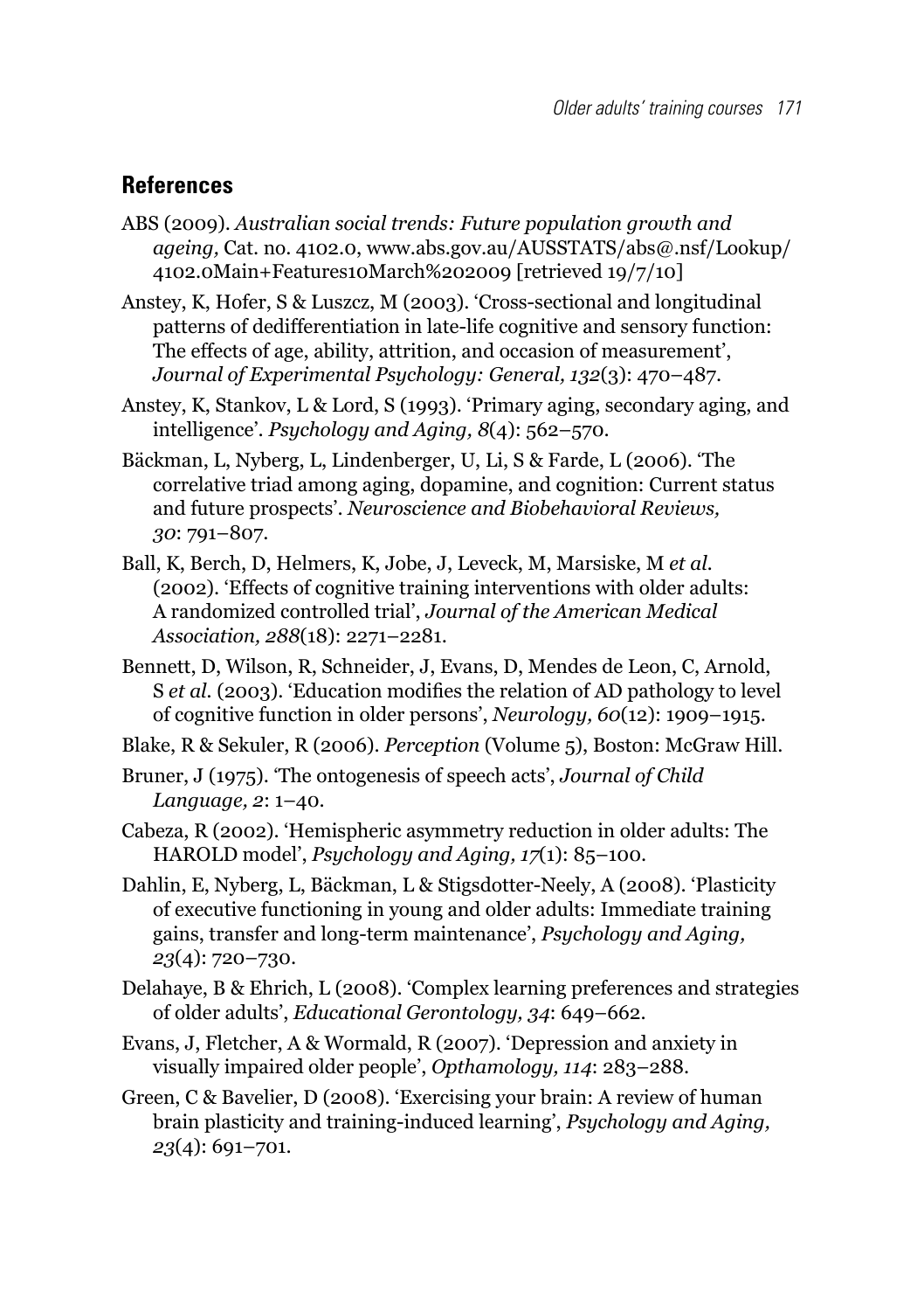## References

ABS (2009). *Australian social trends: Future population growth and ageing,* Cat. no. 4102.0, www.abs.gov.au/AUSSTATS/abs@.nsf/Lookup/4102.0Main+Features10March%202009 [retrieved 19/7/10]

Anstey, K, Hofer, S & Luszcz, M (2003). 'Cross-sectional and longitudinal patterns of dedifferentiation in late-life cognitive and sensory function: The effects of age, ability, attrition, and occasion of measurement', *Journal of Experimental Psychology: General, 132*(3): 470–487.

Anstey, K, Stankov, L & Lord, S (1993). 'Primary aging, secondary aging, and intelligence'. *Psychology and Aging, 8*(4): 562–570.

Bäckman, L, Nyberg, L, Lindenberger, U, Li, S & Farde, L (2006). 'The correlative triad among aging, dopamine, and cognition: Current status and future prospects'. *Neuroscience and Biobehavioral Reviews, 30*: 791–807.

Ball, K, Berch, D, Helmers, K, Jobe, J, Leveck, M, Marsiske, M *et al.* (2002). 'Effects of cognitive training interventions with older adults: A randomized controlled trial', *Journal of the American Medical Association, 288*(18): 2271–2281.

Bennett, D, Wilson, R, Schneider, J, Evans, D, Mendes de Leon, C, Arnold, S *et al.* (2003). 'Education modifies the relation of AD pathology to level of cognitive function in older persons', *Neurology, 60*(12): 1909–1915.

Blake, R & Sekuler, R (2006). *Perception* (Volume 5), Boston: McGraw Hill.

Bruner, J (1975). 'The ontogenesis of speech acts', *Journal of Child Language, 2*: 1–40.

Cabeza, R (2002). 'Hemispheric asymmetry reduction in older adults: The HAROLD model', *Psychology and Aging, 17*(1): 85–100.

Dahlin, E, Nyberg, L, Bäckman, L & Stigsdotter-Neely, A (2008). 'Plasticity of executive functioning in young and older adults: Immediate training gains, transfer and long-term maintenance', *Psychology and Aging, 23*(4): 720–730.

Delahaye, B & Ehrich, L (2008). 'Complex learning preferences and strategies of older adults', *Educational Gerontology, 34*: 649–662.

Evans, J, Fletcher, A & Wormald, R (2007). 'Depression and anxiety in visually impaired older people', *Opthamology, 114*: 283–288.

Green, C & Bavelier, D (2008). 'Exercising your brain: A review of human brain plasticity and training-induced learning', *Psychology and Aging, 23*(4): 691–701.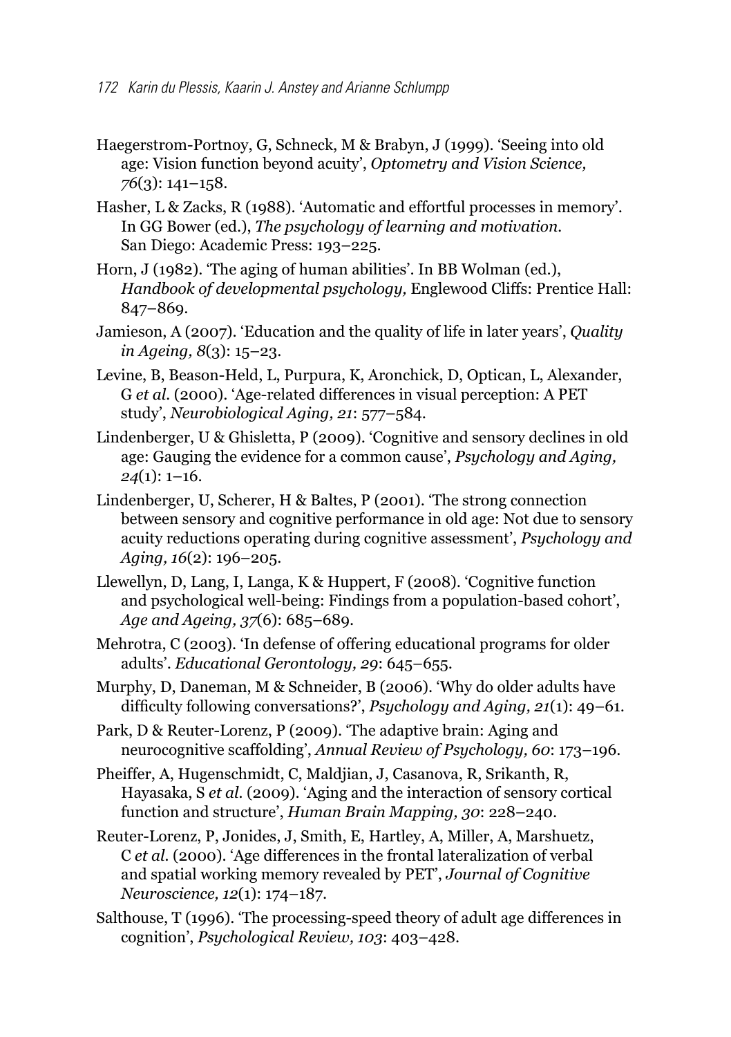Haegerstrom-Portnoy, G, Schneck, M & Brabyn, J (1999). 'Seeing into old age: Vision function beyond acuity', *Optometry and Vision Science, 76*(3): 141–158.

Hasher, L & Zacks, R (1988). 'Automatic and effortful processes in memory'. In GG Bower (ed.), *The psychology of learning and motivation.* San Diego: Academic Press: 193–225.

Horn, J (1982). 'The aging of human abilities'. In BB Wolman (ed.), *Handbook of developmental psychology,* Englewood Cliffs: Prentice Hall: 847–869.

Jamieson, A (2007). 'Education and the quality of life in later years', *Quality in Ageing, 8*(3): 15–23.

Levine, B, Beason-Held, L, Purpura, K, Aronchick, D, Optican, L, Alexander, G *et al.* (2000). 'Age-related differences in visual perception: A PET study', *Neurobiological Aging, 21*: 577–584.

Lindenberger, U & Ghisletta, P (2009). 'Cognitive and sensory declines in old age: Gauging the evidence for a common cause', *Psychology and Aging, 24*(1): 1–16.

Lindenberger, U, Scherer, H & Baltes, P (2001). 'The strong connection between sensory and cognitive performance in old age: Not due to sensory acuity reductions operating during cognitive assessment', *Psychology and Aging, 16*(2): 196–205.

Llewellyn, D, Lang, I, Langa, K & Huppert, F (2008). 'Cognitive function and psychological well-being: Findings from a population-based cohort', *Age and Ageing, 37*(6): 685–689.

Mehrotra, C (2003). 'In defense of offering educational programs for older adults'. *Educational Gerontology, 29*: 645–655.

Murphy, D, Daneman, M & Schneider, B (2006). 'Why do older adults have difficulty following conversations?', *Psychology and Aging, 21*(1): 49–61.

Park, D & Reuter-Lorenz, P (2009). 'The adaptive brain: Aging and neurocognitive scaffolding', *Annual Review of Psychology, 60*: 173–196.

Pheiffer, A, Hugenschmidt, C, Maldjian, J, Casanova, R, Srikanth, R, Hayasaka, S *et al.* (2009). 'Aging and the interaction of sensory cortical function and structure', *Human Brain Mapping, 30*: 228–240.

Reuter-Lorenz, P, Jonides, J, Smith, E, Hartley, A, Miller, A, Marshuetz, C *et al.* (2000). 'Age differences in the frontal lateralization of verbal and spatial working memory revealed by PET', *Journal of Cognitive Neuroscience, 12*(1): 174–187.

Salthouse, T (1996). 'The processing-speed theory of adult age differences in cognition', *Psychological Review, 103*: 403–428.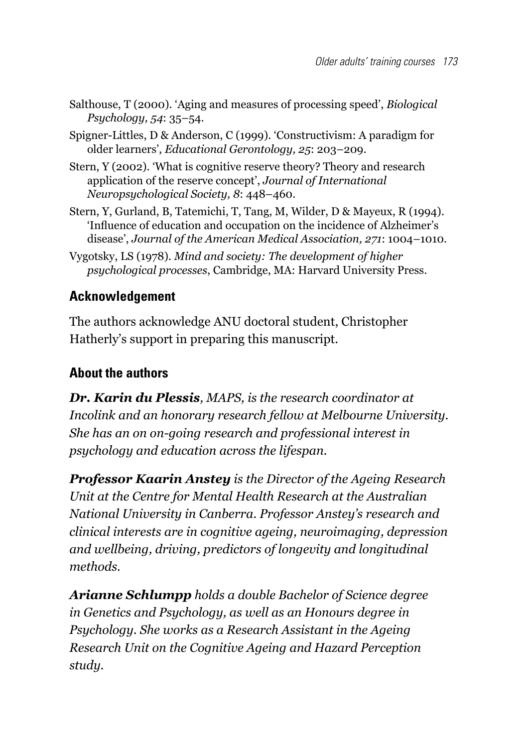Salthouse, T (2000). 'Aging and measures of processing speed', *Biological Psychology, 54*: 35–54.

Spigner-Littles, D & Anderson, C (1999). 'Constructivism: A paradigm for older learners', *Educational Gerontology, 25*: 203–209.

Stern, Y (2002). 'What is cognitive reserve theory? Theory and research application of the reserve concept', *Journal of International Neuropsychological Society, 8*: 448–460.

Stern, Y, Gurland, B, Tatemichi, T, Tang, M, Wilder, D & Mayeux, R (1994). 'Influence of education and occupation on the incidence of Alzheimer's disease', *Journal of the American Medical Association, 271*: 1004–1010.

Vygotsky, LS (1978). *Mind and society: The development of higher psychological processes*, Cambridge, MA: Harvard University Press.

## Acknowledgement

The authors acknowledge ANU doctoral student, Christopher Hatherly's support in preparing this manuscript.

## About the authors

***Dr. Karin du Plessis**, MAPS, is the research coordinator at Incolink and an honorary research fellow at Melbourne University. She has an on on-going research and professional interest in psychology and education across the lifespan.*

***Professor Kaarin Anstey** is the Director of the Ageing Research Unit at the Centre for Mental Health Research at the Australian National University in Canberra. Professor Anstey's research and clinical interests are in cognitive ageing, neuroimaging, depression and wellbeing, driving, predictors of longevity and longitudinal methods.*

***Arianne Schlumpp** holds a double Bachelor of Science degree in Genetics and Psychology, as well as an Honours degree in Psychology. She works as a Research Assistant in the Ageing Research Unit on the Cognitive Ageing and Hazard Perception study.*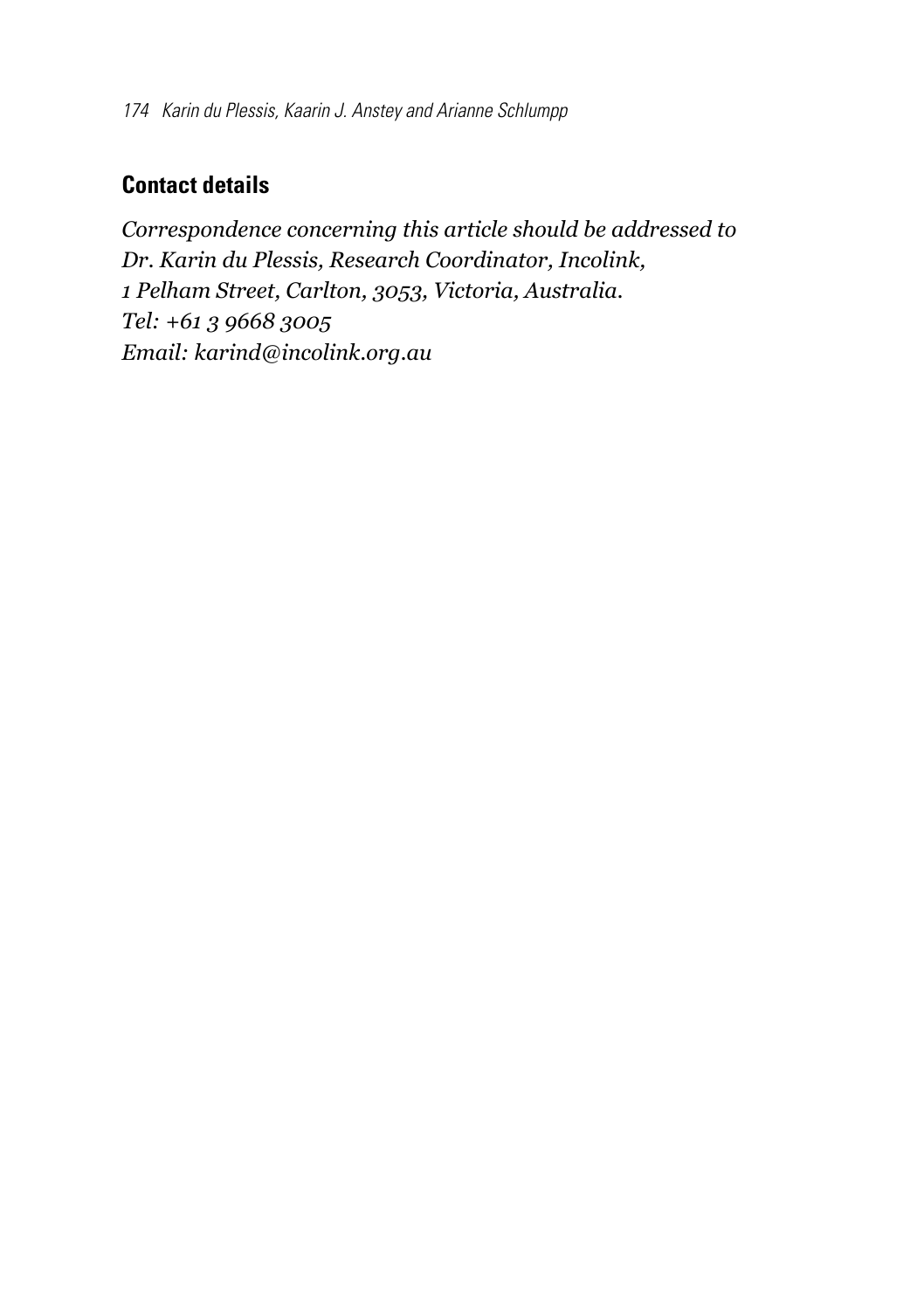## Contact details

*Correspondence concerning this article should be addressed to Dr. Karin du Plessis, Research Coordinator, Incolink, 1 Pelham Street, Carlton, 3053, Victoria, Australia.*
*Tel: +61 3 9668 3005*
*Email: karind@incolink.org.au*